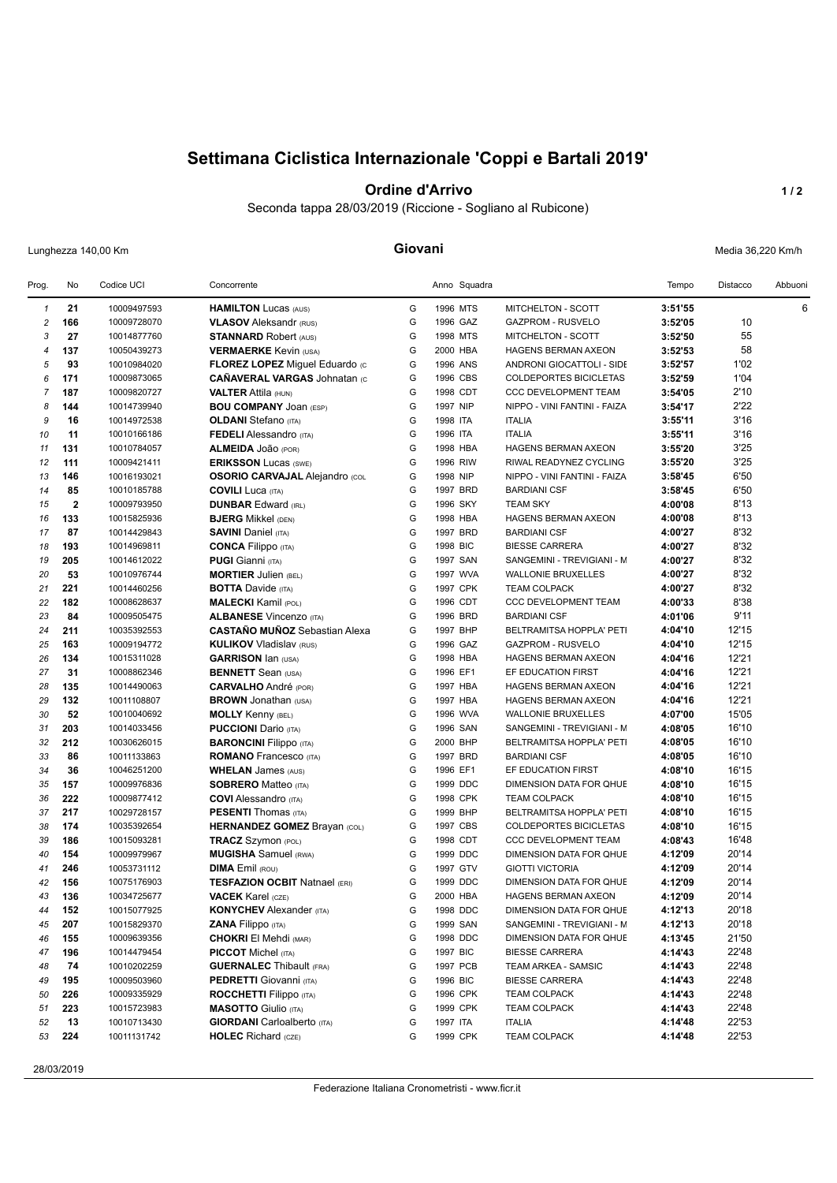# Settimana Ciclistica Internazionale 'Coppi e Bartali 2019'

## Ordine d'Arrivo

Seconda tappa 28/03/2019 (Riccione - Sogliano al Rubicone)

Lunghezza 140,00 Km

**Giovani**

Media 36,220 Km/h

| Prog. | No | Codice UCI | Concorrente | | Anno | Squadra | | Tempo | Distacco | Abbuoni |
|---|---|---|---|---|---|---|---|---|---|---|
| 1 | **21** | 10009497593 | **HAMILTON** Lucas (AUS) | G | 1996 | MTS | MITCHELTON - SCOTT | **3:51'55** | | 6 |
| 2 | **166** | 10009728070 | **VLASOV** Aleksandr (RUS) | G | 1996 | GAZ | GAZPROM - RUSVELO | **3:52'05** | 10 | |
| 3 | **27** | 10014877760 | **STANNARD** Robert (AUS) | G | 1998 | MTS | MITCHELTON - SCOTT | **3:52'50** | 55 | |
| 4 | **137** | 10050439273 | **VERMAERKE** Kevin (USA) | G | 2000 | HBA | HAGENS BERMAN AXEON | **3:52'53** | 58 | |
| 5 | **93** | 10010984020 | **FLOREZ LOPEZ** Miguel Eduardo (C | G | 1996 | ANS | ANDRONI GIOCATTOLI - SIDE | **3:52'57** | 1'02 | |
| 6 | **171** | 10009873065 | **CAÑAVERAL VARGAS** Johnatan (C | G | 1996 | CBS | COLDEPORTES BICICLETAS | **3:52'59** | 1'04 | |
| 7 | **187** | 10009820727 | **VALTER** Attila (HUN) | G | 1998 | CDT | CCC DEVELOPMENT TEAM | **3:54'05** | 2'10 | |
| 8 | **144** | 10014739940 | **BOU COMPANY** Joan (ESP) | G | 1997 | NIP | NIPPO - VINI FANTINI - FAIZA | **3:54'17** | 2'22 | |
| 9 | **16** | 10014972538 | **OLDANI** Stefano (ITA) | G | 1998 | ITA | ITALIA | **3:55'11** | 3'16 | |
| 10 | **11** | 10010166186 | **FEDELI** Alessandro (ITA) | G | 1996 | ITA | ITALIA | **3:55'11** | 3'16 | |
| 11 | **131** | 10010784057 | **ALMEIDA** João (POR) | G | 1998 | HBA | HAGENS BERMAN AXEON | **3:55'20** | 3'25 | |
| 12 | **111** | 10009421411 | **ERIKSSON** Lucas (SWE) | G | 1996 | RIW | RIWAL READYNEZ CYCLING | **3:55'20** | 3'25 | |
| 13 | **146** | 10016193021 | **OSORIO CARVAJAL** Alejandro (COL | G | 1998 | NIP | NIPPO - VINI FANTINI - FAIZA | **3:58'45** | 6'50 | |
| 14 | **85** | 10010185788 | **COVILI** Luca (ITA) | G | 1997 | BRD | BARDIANI CSF | **3:58'45** | 6'50 | |
| 15 | **2** | 10009793950 | **DUNBAR** Edward (IRL) | G | 1996 | SKY | TEAM SKY | **4:00'08** | 8'13 | |
| 16 | **133** | 10015825936 | **BJERG** Mikkel (DEN) | G | 1998 | HBA | HAGENS BERMAN AXEON | **4:00'08** | 8'13 | |
| 17 | **87** | 10014429843 | **SAVINI** Daniel (ITA) | G | 1997 | BRD | BARDIANI CSF | **4:00'27** | 8'32 | |
| 18 | **193** | 10014969811 | **CONCA** Filippo (ITA) | G | 1998 | BIC | BIESSE CARRERA | **4:00'27** | 8'32 | |
| 19 | **205** | 10014612022 | **PUGI** Gianni (ITA) | G | 1997 | SAN | SANGEMINI - TREVIGIANI - M | **4:00'27** | 8'32 | |
| 20 | **53** | 10010976744 | **MORTIER** Julien (BEL) | G | 1997 | WVA | WALLONIE BRUXELLES | **4:00'27** | 8'32 | |
| 21 | **221** | 10014460256 | **BOTTA** Davide (ITA) | G | 1997 | CPK | TEAM COLPACK | **4:00'27** | 8'32 | |
| 22 | **182** | 10008628637 | **MALECKI** Kamil (POL) | G | 1996 | CDT | CCC DEVELOPMENT TEAM | **4:00'33** | 8'38 | |
| 23 | **84** | 10009505475 | **ALBANESE** Vincenzo (ITA) | G | 1996 | BRD | BARDIANI CSF | **4:01'06** | 9'11 | |
| 24 | **211** | 10035392553 | **CASTAÑO MUÑOZ** Sebastian Alexa | G | 1997 | BHP | BELTRAMITSA HOPPLA' PETI | **4:04'10** | 12'15 | |
| 25 | **163** | 10009194772 | **KULIKOV** Vladislav (RUS) | G | 1996 | GAZ | GAZPROM - RUSVELO | **4:04'10** | 12'15 | |
| 26 | **134** | 10015311028 | **GARRISON** Ian (USA) | G | 1998 | HBA | HAGENS BERMAN AXEON | **4:04'16** | 12'21 | |
| 27 | **31** | 10008862346 | **BENNETT** Sean (USA) | G | 1996 | EF1 | EF EDUCATION FIRST | **4:04'16** | 12'21 | |
| 28 | **135** | 10014490063 | **CARVALHO** André (POR) | G | 1997 | HBA | HAGENS BERMAN AXEON | **4:04'16** | 12'21 | |
| 29 | **132** | 10011108807 | **BROWN** Jonathan (USA) | G | 1997 | HBA | HAGENS BERMAN AXEON | **4:04'16** | 12'21 | |
| 30 | **52** | 10010040692 | **MOLLY** Kenny (BEL) | G | 1996 | WVA | WALLONIE BRUXELLES | **4:07'00** | 15'05 | |
| 31 | **203** | 10014033456 | **PUCCIONI** Dario (ITA) | G | 1996 | SAN | SANGEMINI - TREVIGIANI - M | **4:08'05** | 16'10 | |
| 32 | **212** | 10030626015 | **BARONCINI** Filippo (ITA) | G | 2000 | BHP | BELTRAMITSA HOPPLA' PETI | **4:08'05** | 16'10 | |
| 33 | **86** | 10011133863 | **ROMANO** Francesco (ITA) | G | 1997 | BRD | BARDIANI CSF | **4:08'05** | 16'10 | |
| 34 | **36** | 10046251200 | **WHELAN** James (AUS) | G | 1996 | EF1 | EF EDUCATION FIRST | **4:08'10** | 16'15 | |
| 35 | **157** | 10009976836 | **SOBRERO** Matteo (ITA) | G | 1999 | DDC | DIMENSION DATA FOR QHUE | **4:08'10** | 16'15 | |
| 36 | **222** | 10009877412 | **COVI** Alessandro (ITA) | G | 1998 | CPK | TEAM COLPACK | **4:08'10** | 16'15 | |
| 37 | **217** | 10029728157 | **PESENTI** Thomas (ITA) | G | 1999 | BHP | BELTRAMITSA HOPPLA' PETI | **4:08'10** | 16'15 | |
| 38 | **174** | 10035392654 | **HERNANDEZ GOMEZ** Brayan (COL) | G | 1997 | CBS | COLDEPORTES BICICLETAS | **4:08'10** | 16'15 | |
| 39 | **186** | 10015093281 | **TRACZ** Szymon (POL) | G | 1998 | CDT | CCC DEVELOPMENT TEAM | **4:08'43** | 16'48 | |
| 40 | **154** | 10009979967 | **MUGISHA** Samuel (RWA) | G | 1999 | DDC | DIMENSION DATA FOR QHUE | **4:12'09** | 20'14 | |
| 41 | **246** | 10053731112 | **DIMA** Emil (ROU) | G | 1997 | GTV | GIOTTI VICTORIA | **4:12'09** | 20'14 | |
| 42 | **156** | 10075176903 | **TESFAZION OCBIT** Natnael (ERI) | G | 1999 | DDC | DIMENSION DATA FOR QHUE | **4:12'09** | 20'14 | |
| 43 | **136** | 10034725677 | **VACEK** Karel (CZE) | G | 2000 | HBA | HAGENS BERMAN AXEON | **4:12'09** | 20'14 | |
| 44 | **152** | 10015077925 | **KONYCHEV** Alexander (ITA) | G | 1998 | DDC | DIMENSION DATA FOR QHUE | **4:12'13** | 20'18 | |
| 45 | **207** | 10015829370 | **ZANA** Filippo (ITA) | G | 1999 | SAN | SANGEMINI - TREVIGIANI - M | **4:12'13** | 20'18 | |
| 46 | **155** | 10009639356 | **CHOKRI** El Mehdi (MAR) | G | 1998 | DDC | DIMENSION DATA FOR QHUE | **4:13'45** | 21'50 | |
| 47 | **196** | 10014479454 | **PICCOT** Michel (ITA) | G | 1997 | BIC | BIESSE CARRERA | **4:14'43** | 22'48 | |
| 48 | **74** | 10010202259 | **GUERNALEC** Thibault (FRA) | G | 1997 | PCB | TEAM ARKEA - SAMSIC | **4:14'43** | 22'48 | |
| 49 | **195** | 10009503960 | **PEDRETTI** Giovanni (ITA) | G | 1996 | BIC | BIESSE CARRERA | **4:14'43** | 22'48 | |
| 50 | **226** | 10009335929 | **ROCCHETTI** Filippo (ITA) | G | 1996 | CPK | TEAM COLPACK | **4:14'43** | 22'48 | |
| 51 | **223** | 10015723983 | **MASOTTO** Giulio (ITA) | G | 1999 | CPK | TEAM COLPACK | **4:14'43** | 22'48 | |
| 52 | **13** | 10010713430 | **GIORDANI** Carloalberto (ITA) | G | 1997 | ITA | ITALIA | **4:14'48** | 22'53 | |
| 53 | **224** | 10011131742 | **HOLEC** Richard (CZE) | G | 1999 | CPK | TEAM COLPACK | **4:14'48** | 22'53 | |

28/03/2019

Federazione Italiana Cronometristi - www.ficr.it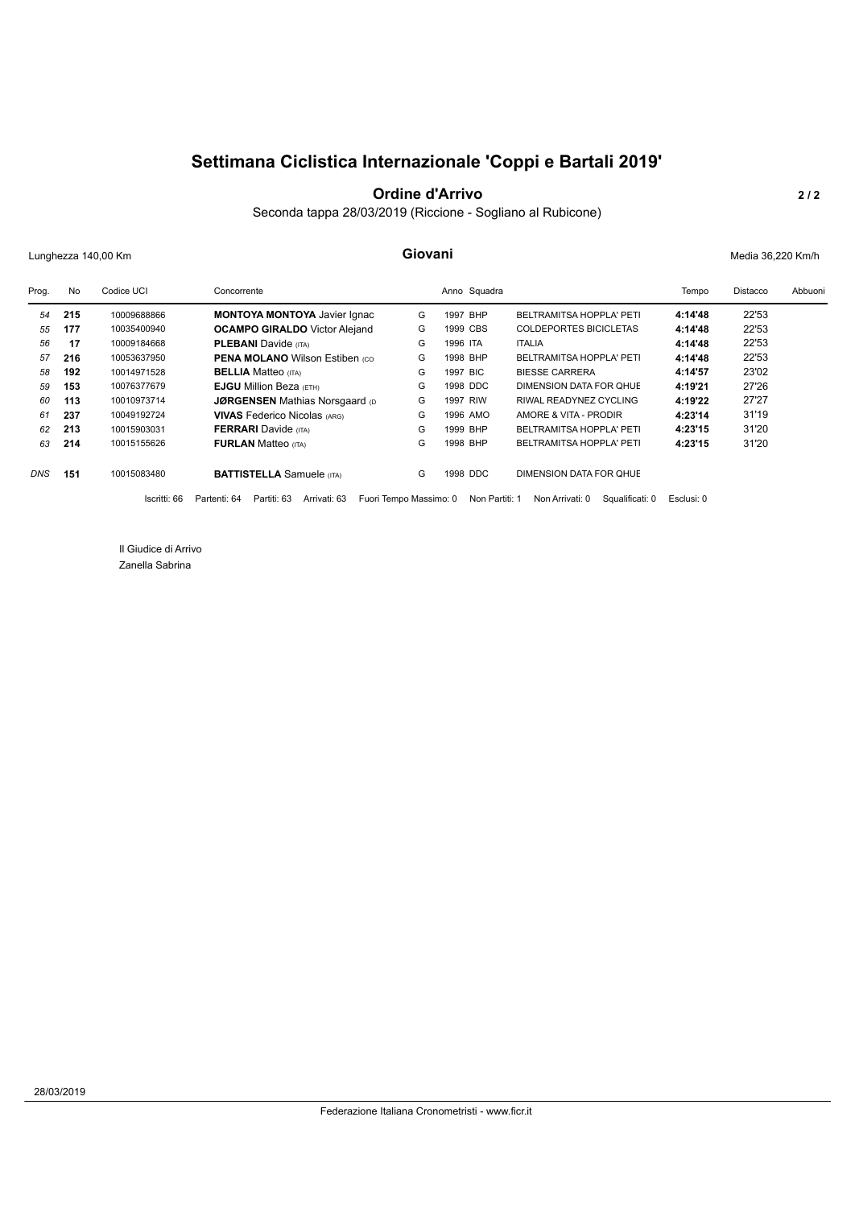# Settimana Ciclistica Internazionale 'Coppi e Bartali 2019'

## Ordine d'Arrivo

Seconda tappa 28/03/2019 (Riccione - Sogliano al Rubicone)

Lunghezza 140,00 Km

**Giovani**

Media 36,220 Km/h

| Prog. | No | Codice UCI | Concorrente | | Anno | Squadra | | Tempo | Distacco | Abbuoni |
|---|---|---|---|---|---|---|---|---|---|---|
| *54* | **215** | 10009688866 | **MONTOYA MONTOYA** Javier Ignac | G | 1997 | BHP | BELTRAMITSA HOPPLA' PETI | **4:14'48** | 22'53 | |
| *55* | **177** | 10035400940 | **OCAMPO GIRALDO** Victor Alejand | G | 1999 | CBS | COLDEPORTES BICICLETAS | **4:14'48** | 22'53 | |
| *56* | **17** | 10009184668 | **PLEBANI** Davide (ITA) | G | 1996 | ITA | ITALIA | **4:14'48** | 22'53 | |
| *57* | **216** | 10053637950 | **PENA MOLANO** Wilson Estiben (CO | G | 1998 | BHP | BELTRAMITSA HOPPLA' PETI | **4:14'48** | 22'53 | |
| *58* | **192** | 10014971528 | **BELLIA** Matteo (ITA) | G | 1997 | BIC | BIESSE CARRERA | **4:14'57** | 23'02 | |
| *59* | **153** | 10076377679 | **EJGU** Million Beza (ETH) | G | 1998 | DDC | DIMENSION DATA FOR QHUE | **4:19'21** | 27'26 | |
| *60* | **113** | 10010973714 | **JØRGENSEN** Mathias Norsgaard (D | G | 1997 | RIW | RIWAL READYNEZ CYCLING | **4:19'22** | 27'27 | |
| *61* | **237** | 10049192724 | **VIVAS** Federico Nicolas (ARG) | G | 1996 | AMO | AMORE & VITA - PRODIR | **4:23'14** | 31'19 | |
| *62* | **213** | 10015903031 | **FERRARI** Davide (ITA) | G | 1999 | BHP | BELTRAMITSA HOPPLA' PETI | **4:23'15** | 31'20 | |
| *63* | **214** | 10015155626 | **FURLAN** Matteo (ITA) | G | 1998 | BHP | BELTRAMITSA HOPPLA' PETI | **4:23'15** | 31'20 | |
| *DNS* | **151** | 10015083480 | **BATTISTELLA** Samuele (ITA) | G | 1998 | DDC | DIMENSION DATA FOR QHUE | | | |

Iscritti: 66 Partenti: 64 Partiti: 63 Arrivati: 63 Fuori Tempo Massimo: 0 Non Partiti: 1 Non Arrivati: 0 Squalificati: 0 Esclusi: 0

Il Giudice di Arrivo
Zanella Sabrina

28/03/2019

Federazione Italiana Cronometristi - www.ficr.it